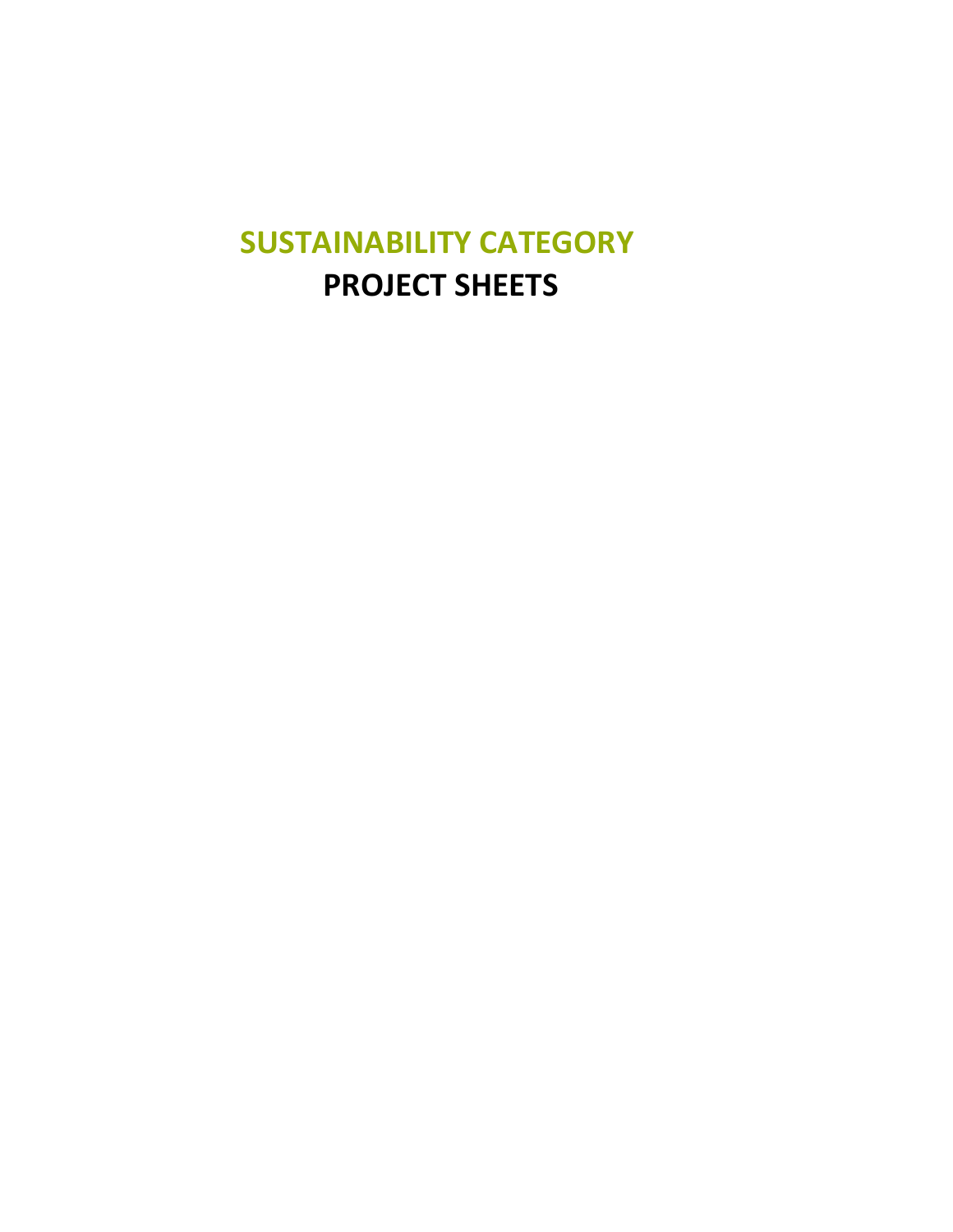# SUSTAINABILITY CATEGORY

# PROJECT SHEETS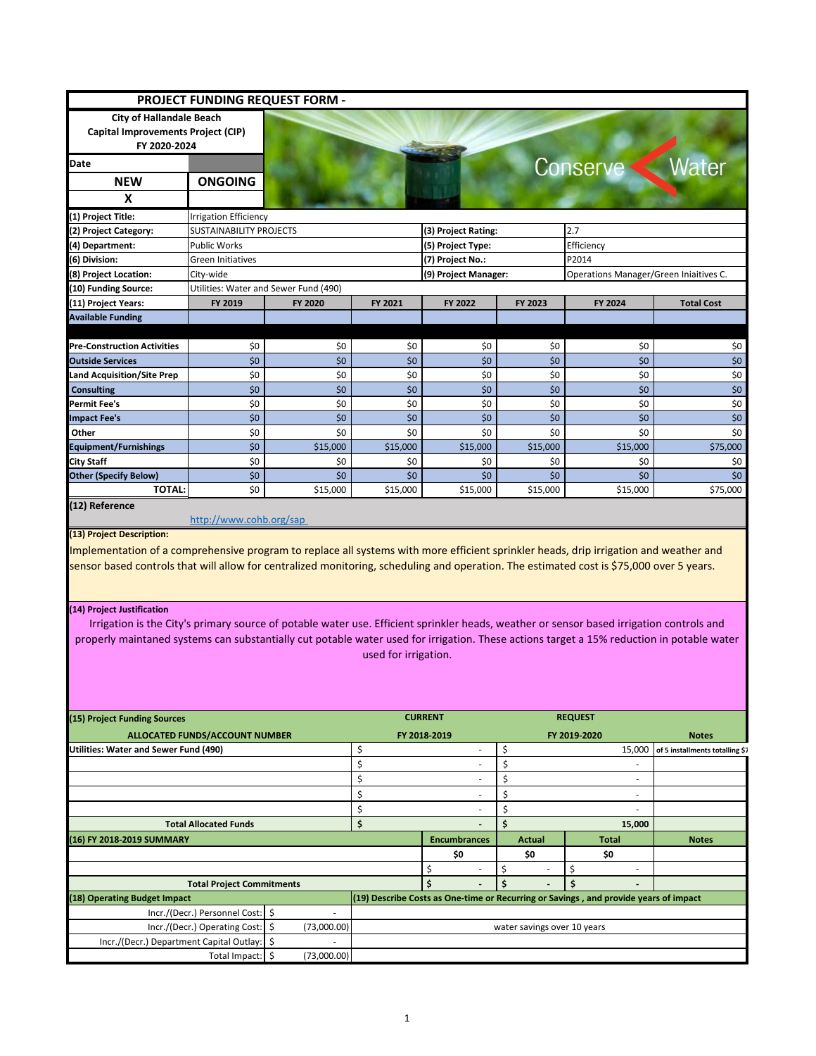## PROJECT FUNDING REQUEST FORM -

**City of Hallandale Beach**
**Capital Improvements Project (CIP)**
**FY 2020-2024**

| Date | |
|---|---|
| **NEW** | **ONGOING** |
| **X** | |

| | | | |
|---|---|---|---|
| **(1) Project Title:** | Irrigation Efficiency | | |
| **(2) Project Category:** | SUSTAINABILITY PROJECTS | **(3) Project Rating:** | 2.7 |
| **(4) Department:** | Public Works | **(5) Project Type:** | Efficiency |
| **(6) Division:** | Green Initiatives | **(7) Project No.:** | P2014 |
| **(8) Project Location:** | City-wide | **(9) Project Manager:** | Operations Manager/Green Inaitives C. |
| **(10) Funding Source:** | Utilities: Water and Sewer Fund (490) | | |

| **(11) Project Years:** | **FY 2019** | **FY 2020** | **FY 2021** | **FY 2022** | **FY 2023** | **FY 2024** | **Total Cost** |
|---|---|---|---|---|---|---|---|
| **Available Funding** | | | | | | | |
| **Pre-Construction Activities** | $0 | $0 | $0 | $0 | $0 | $0 | $0 |
| **Outside Services** | $0 | $0 | $0 | $0 | $0 | $0 | $0 |
| **Land Acquisition/Site Prep** | $0 | $0 | $0 | $0 | $0 | $0 | $0 |
| **Consulting** | $0 | $0 | $0 | $0 | $0 | $0 | $0 |
| **Permit Fee's** | $0 | $0 | $0 | $0 | $0 | $0 | $0 |
| **Impact Fee's** | $0 | $0 | $0 | $0 | $0 | $0 | $0 |
| **Other** | $0 | $0 | $0 | $0 | $0 | $0 | $0 |
| **Equipment/Furnishings** | $0 | $15,000 | $15,000 | $15,000 | $15,000 | $15,000 | $75,000 |
| **City Staff** | $0 | $0 | $0 | $0 | $0 | $0 | $0 |
| **Other (Specify Below)** | $0 | $0 | $0 | $0 | $0 | $0 | $0 |
| **TOTAL:** | $0 | $15,000 | $15,000 | $15,000 | $15,000 | $15,000 | $75,000 |

**(12) Reference**

http://www.cohb.org/sap

**(13) Project Description:**

Implementation of a comprehensive program to replace all systems with more efficient sprinkler heads, drip irrigation and weather and sensor based controls that will allow for centralized monitoring, scheduling and operation. The estimated cost is $75,000 over 5 years.

**(14) Project Justification**

Irrigation is the City's primary source of potable water use. Efficient sprinkler heads, weather or sensor based irrigation controls and properly maintaned systems can substantially cut potable water used for irrigation. These actions target a 15% reduction in potable water used for irrigation.

| **(15) Project Funding Sources** | **CURRENT** | **REQUEST** | |
|---|---|---|---|
| **ALLOCATED FUNDS/ACCOUNT NUMBER** | **FY 2018-2019** | **FY 2019-2020** | **Notes** |
| **Utilities: Water and Sewer Fund (490)** | $ - | $ 15,000 | of 5 installments totalling $7 |
| | $ - | $ - | |
| | $ - | $ - | |
| | $ - | $ - | |
| | $ - | $ - | |
| **Total Allocated Funds** | **$ -** | **$ 15,000** | |

| **(16) FY 2018-2019 SUMMARY** | **Encumbrances** | **Actual** | **Total** | **Notes** |
|---|---|---|---|---|
| | **$0** | **$0** | **$0** | |
| | $ - | $ - | $ - | |
| **Total Project Commitments** | **$ -** | **$ -** | **$ -** | |

| **(18) Operating Budget Impact** | | **(19) Describe Costs as One-time or Recurring or Savings , and provide years of impact** |
|---|---|---|
| Incr./(Decr.) Personnel Cost: | $ - | |
| Incr./(Decr.) Operating Cost: | $ (73,000.00) | water savings over 10 years |
| Incr./(Decr.) Department Capital Outlay: | $ - | |
| Total Impact: | $ (73,000.00) | |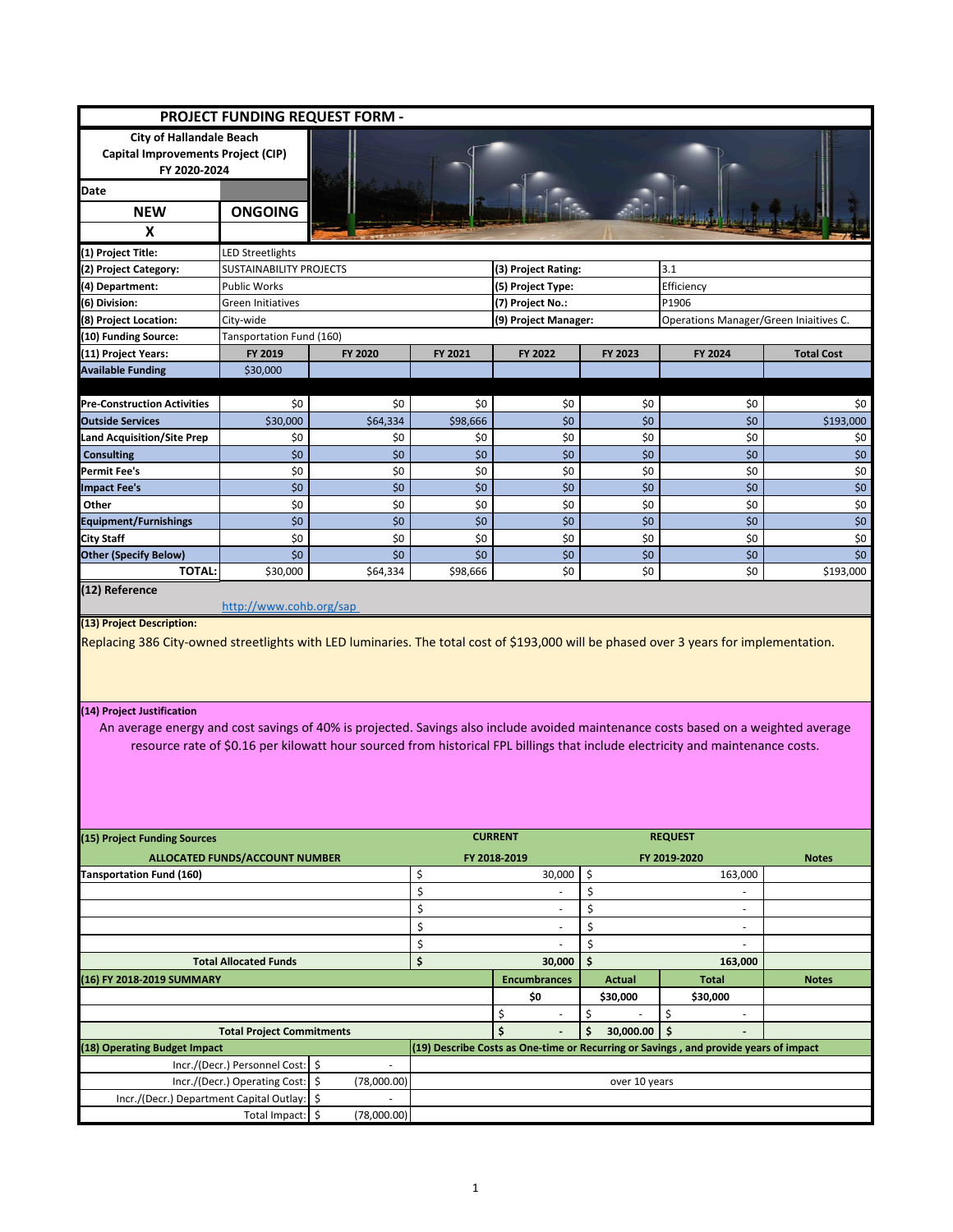# PROJECT FUNDING REQUEST FORM -

**City of Hallandale Beach**
**Capital Improvements Project (CIP)**
**FY 2020-2024**

| Date | |
|---|---|
| **NEW** | **ONGOING** |
| **X** | |

| | | | |
|---|---|---|---|
| **(1) Project Title:** | LED Streetlights | | |
| **(2) Project Category:** | SUSTAINABILITY PROJECTS | **(3) Project Rating:** | 3.1 |
| **(4) Department:** | Public Works | **(5) Project Type:** | Efficiency |
| **(6) Division:** | Green Initiatives | **(7) Project No.:** | P1906 |
| **(8) Project Location:** | City-wide | **(9) Project Manager:** | Operations Manager/Green Iniaitives C. |
| **(10) Funding Source:** | Tansportation Fund (160) | | |

| **(11) Project Years:** | **FY 2019** | **FY 2020** | **FY 2021** | **FY 2022** | **FY 2023** | **FY 2024** | **Total Cost** |
|---|---|---|---|---|---|---|---|
| **Available Funding** | $30,000 | | | | | | |
| **Pre-Construction Activities** | $0 | $0 | $0 | $0 | $0 | $0 | $0 |
| **Outside Services** | $30,000 | $64,334 | $98,666 | $0 | $0 | $0 | $193,000 |
| **Land Acquisition/Site Prep** | $0 | $0 | $0 | $0 | $0 | $0 | $0 |
| **Consulting** | $0 | $0 | $0 | $0 | $0 | $0 | $0 |
| **Permit Fee's** | $0 | $0 | $0 | $0 | $0 | $0 | $0 |
| **Impact Fee's** | $0 | $0 | $0 | $0 | $0 | $0 | $0 |
| **Other** | $0 | $0 | $0 | $0 | $0 | $0 | $0 |
| **Equipment/Furnishings** | $0 | $0 | $0 | $0 | $0 | $0 | $0 |
| **City Staff** | $0 | $0 | $0 | $0 | $0 | $0 | $0 |
| **Other (Specify Below)** | $0 | $0 | $0 | $0 | $0 | $0 | $0 |
| **TOTAL:** | $30,000 | $64,334 | $98,666 | $0 | $0 | $0 | $193,000 |

**(12) Reference**

http://www.cohb.org/sap

**(13) Project Description:**

Replacing 386 City-owned streetlights with LED luminaries. The total cost of $193,000 will be phased over 3 years for implementation.

**(14) Project Justification**

An average energy and cost savings of 40% is projected. Savings also include avoided maintenance costs based on a weighted average resource rate of $0.16 per kilowatt hour sourced from historical FPL billings that include electricity and maintenance costs.

| **(15) Project Funding Sources** | **CURRENT** | **REQUEST** | |
|---|---|---|---|
| **ALLOCATED FUNDS/ACCOUNT NUMBER** | **FY 2018-2019** | **FY 2019-2020** | **Notes** |
| **Tansportation Fund (160)** | $ 30,000 | $ 163,000 | |
| | $ - | $ - | |
| | $ - | $ - | |
| | $ - | $ - | |
| | $ - | $ - | |
| **Total Allocated Funds** | **$ 30,000** | **$ 163,000** | |

| **(16) FY 2018-2019 SUMMARY** | **Encumbrances** | **Actual** | **Total** | **Notes** |
|---|---|---|---|---|
| | **$0** | **$30,000** | **$30,000** | |
| | $ - | $ - | $ - | |
| **Total Project Commitments** | **$ -** | **$ 30,000.00** | **$ -** | |

| **(18) Operating Budget Impact** | | **(19) Describe Costs as One-time or Recurring or Savings , and provide years of impact** |
|---|---|---|
| Incr./(Decr.) Personnel Cost: | $ - | |
| Incr./(Decr.) Operating Cost: | $ (78,000.00) | over 10 years |
| Incr./(Decr.) Department Capital Outlay: | $ - | |
| Total Impact: | $ (78,000.00) | |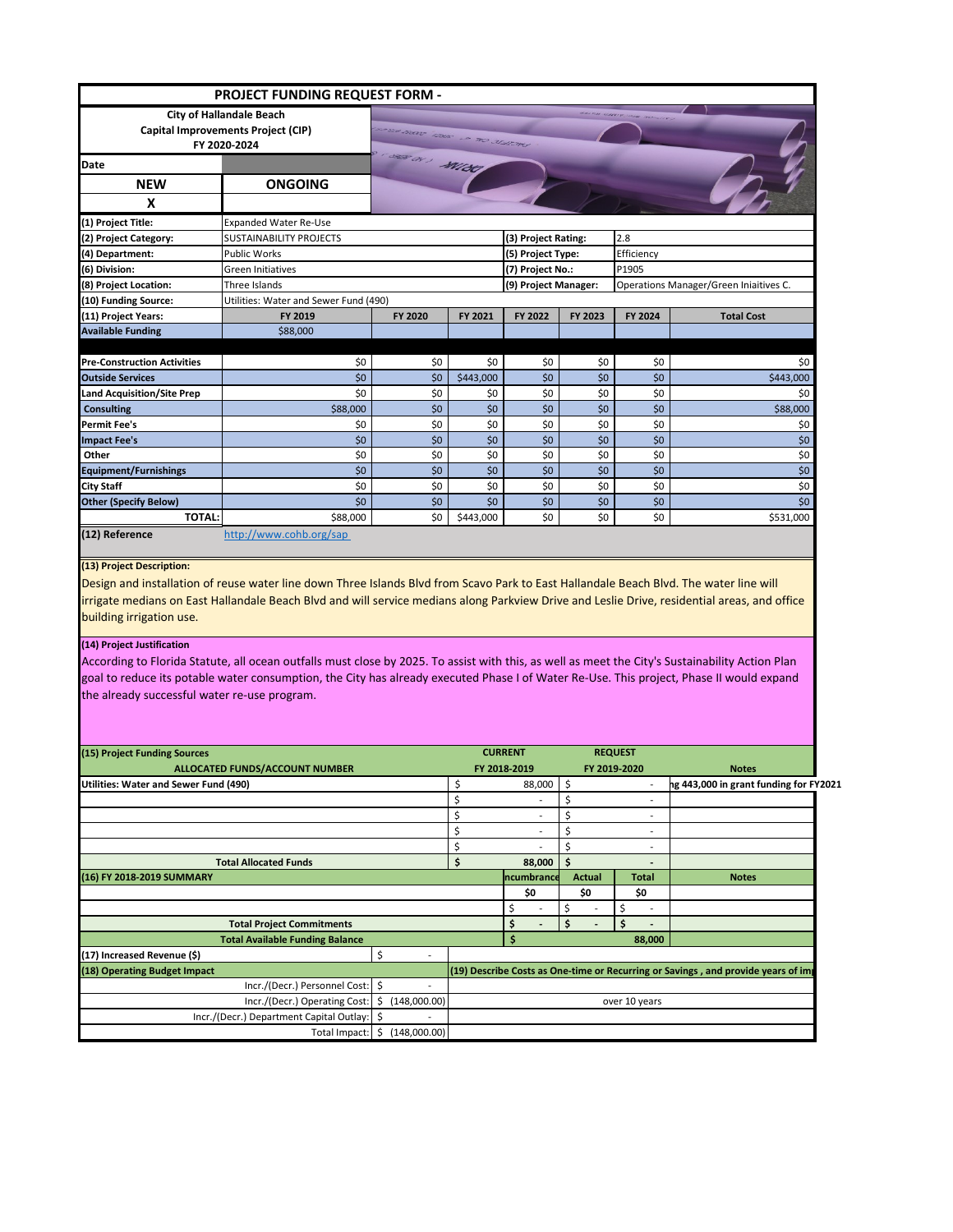# PROJECT FUNDING REQUEST FORM -

**City of Hallandale Beach**
**Capital Improvements Project (CIP)**
**FY 2020-2024**

| | |
|---|---|
| **Date** | |
| **NEW** | **ONGOING** |
| **X** | |

| | | | |
|---|---|---|---|
| **(1) Project Title:** | Expanded Water Re-Use | | |
| **(2) Project Category:** | SUSTAINABILITY PROJECTS | **(3) Project Rating:** | 2.8 |
| **(4) Department:** | Public Works | **(5) Project Type:** | Efficiency |
| **(6) Division:** | Green Initiatives | **(7) Project No.:** | P1905 |
| **(8) Project Location:** | Three Islands | **(9) Project Manager:** | Operations Manager/Green Iniaitives C. |
| **(10) Funding Source:** | Utilities: Water and Sewer Fund (490) | | |

| **(11) Project Years:** | **FY 2019** | **FY 2020** | **FY 2021** | **FY 2022** | **FY 2023** | **FY 2024** | **Total Cost** |
|---|---|---|---|---|---|---|---|
| **Available Funding** | $88,000 | | | | | | |
| **Pre-Construction Activities** | $0 | $0 | $0 | $0 | $0 | $0 | $0 |
| **Outside Services** | $0 | $0 | $443,000 | $0 | $0 | $0 | $443,000 |
| **Land Acquisition/Site Prep** | $0 | $0 | $0 | $0 | $0 | $0 | $0 |
| **Consulting** | $88,000 | $0 | $0 | $0 | $0 | $0 | $88,000 |
| **Permit Fee's** | $0 | $0 | $0 | $0 | $0 | $0 | $0 |
| **Impact Fee's** | $0 | $0 | $0 | $0 | $0 | $0 | $0 |
| **Other** | $0 | $0 | $0 | $0 | $0 | $0 | $0 |
| **Equipment/Furnishings** | $0 | $0 | $0 | $0 | $0 | $0 | $0 |
| **City Staff** | $0 | $0 | $0 | $0 | $0 | $0 | $0 |
| **Other (Specify Below)** | $0 | $0 | $0 | $0 | $0 | $0 | $0 |
| **TOTAL:** | $88,000 | $0 | $443,000 | $0 | $0 | $0 | $531,000 |

**(12) Reference** http://www.cohb.org/sap

**(13) Project Description:**

Design and installation of reuse water line down Three Islands Blvd from Scavo Park to East Hallandale Beach Blvd. The water line will irrigate medians on East Hallandale Beach Blvd and will service medians along Parkview Drive and Leslie Drive, residential areas, and office building irrigation use.

**(14) Project Justification**

According to Florida Statute, all ocean outfalls must close by 2025. To assist with this, as well as meet the City's Sustainability Action Plan goal to reduce its potable water consumption, the City has already executed Phase I of Water Re-Use. This project, Phase II would expand the already successful water re-use program.

| **(15) Project Funding Sources** | **CURRENT** | **REQUEST** | |
|---|---|---|---|
| **ALLOCATED FUNDS/ACCOUNT NUMBER** | **FY 2018-2019** | **FY 2019-2020** | **Notes** |
| **Utilities: Water and Sewer Fund (490)** | $ 88,000 | $ - | ng 443,000 in grant funding for FY2021 |
| | $ - | $ - | |
| | $ - | $ - | |
| | $ - | $ - | |
| | $ - | $ - | |
| **Total Allocated Funds** | **$ 88,000** | **$ -** | |

| **(16) FY 2018-2019 SUMMARY** | **ncumbrance** | **Actual** | **Total** | **Notes** |
|---|---|---|---|---|
| | **$0** | **$0** | **$0** | |
| | $ - | $ - | $ - | |
| **Total Project Commitments** | **$ -** | **$ -** | **$ -** | |
| **Total Available Funding Balance** | **$** | | **88,000** | |

| | | |
|---|---|---|
| **(17) Increased Revenue ($)** | $ - | |
| **(18) Operating Budget Impact** | | **(19) Describe Costs as One-time or Recurring or Savings , and provide years of im** |
| Incr./(Decr.) Personnel Cost: | $ - | |
| Incr./(Decr.) Operating Cost: | $ (148,000.00) | over 10 years |
| Incr./(Decr.) Department Capital Outlay: | $ - | |
| Total Impact: | $ (148,000.00) | |